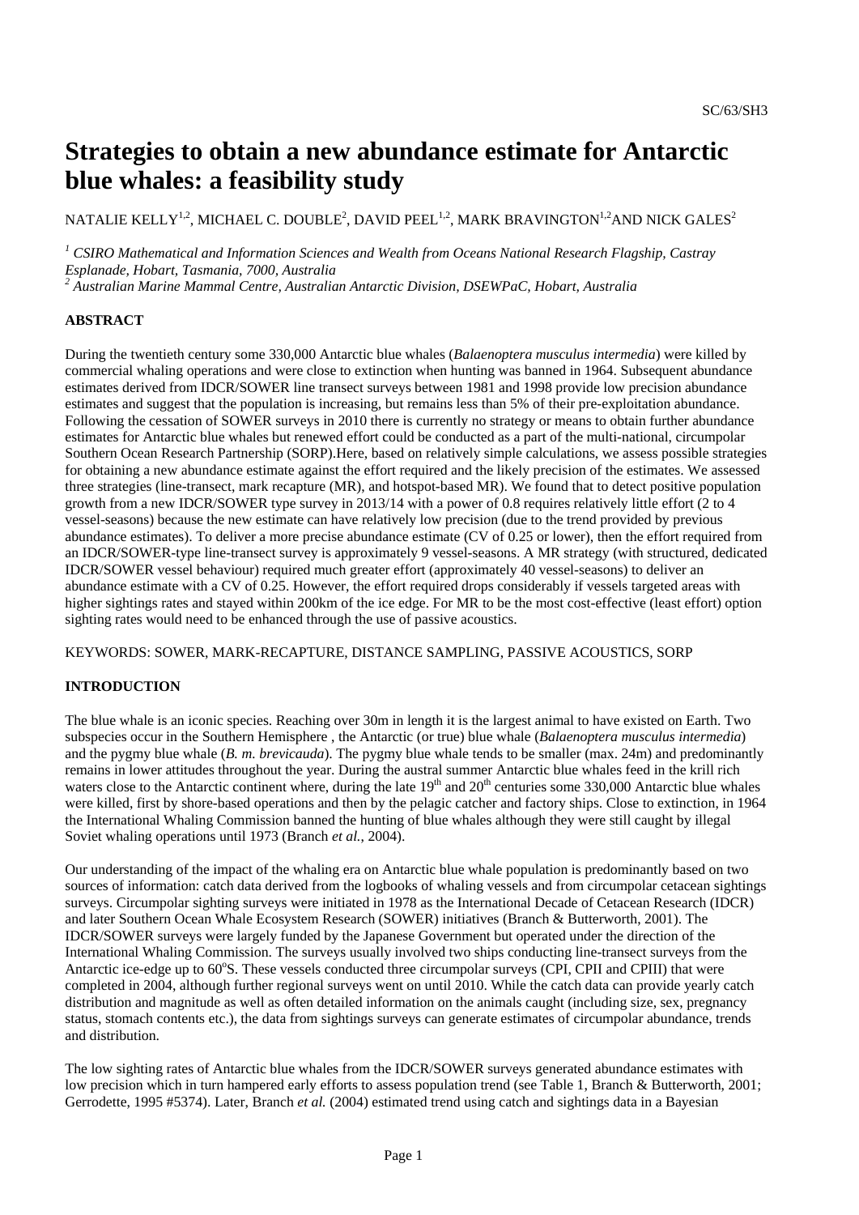# Strategies to obtain a new abundance estimate for Antarctic blue whales: a feasibility study

NATALIE KELLY[1,2], MICHAEL C. DOUBLE[2], DAVID PEEL[1,2], MARK BRAVINGTON[1,2]AND NICK GALES[2]

[1] *CSIRO Mathematical and Information Sciences and Wealth from Oceans National Research Flagship, Castray Esplanade, Hobart, Tasmania, 7000, Australia*
[2] *Australian Marine Mammal Centre, Australian Antarctic Division, DSEWPaC, Hobart, Australia*

**ABSTRACT**

During the twentieth century some 330,000 Antarctic blue whales (*Balaenoptera musculus intermedia*) were killed by commercial whaling operations and were close to extinction when hunting was banned in 1964. Subsequent abundance estimates derived from IDCR/SOWER line transect surveys between 1981 and 1998 provide low precision abundance estimates and suggest that the population is increasing, but remains less than 5% of their pre-exploitation abundance. Following the cessation of SOWER surveys in 2010 there is currently no strategy or means to obtain further abundance estimates for Antarctic blue whales but renewed effort could be conducted as a part of the multi-national, circumpolar Southern Ocean Research Partnership (SORP).Here, based on relatively simple calculations, we assess possible strategies for obtaining a new abundance estimate against the effort required and the likely precision of the estimates. We assessed three strategies (line-transect, mark recapture (MR), and hotspot-based MR). We found that to detect positive population growth from a new IDCR/SOWER type survey in 2013/14 with a power of 0.8 requires relatively little effort (2 to 4 vessel-seasons) because the new estimate can have relatively low precision (due to the trend provided by previous abundance estimates). To deliver a more precise abundance estimate (CV of 0.25 or lower), then the effort required from an IDCR/SOWER-type line-transect survey is approximately 9 vessel-seasons. A MR strategy (with structured, dedicated IDCR/SOWER vessel behaviour) required much greater effort (approximately 40 vessel-seasons) to deliver an abundance estimate with a CV of 0.25. However, the effort required drops considerably if vessels targeted areas with higher sightings rates and stayed within 200km of the ice edge. For MR to be the most cost-effective (least effort) option sighting rates would need to be enhanced through the use of passive acoustics.

KEYWORDS: SOWER, MARK-RECAPTURE, DISTANCE SAMPLING, PASSIVE ACOUSTICS, SORP

**INTRODUCTION**

The blue whale is an iconic species. Reaching over 30m in length it is the largest animal to have existed on Earth. Two subspecies occur in the Southern Hemisphere , the Antarctic (or true) blue whale (*Balaenoptera musculus intermedia*) and the pygmy blue whale (*B. m. brevicauda*). The pygmy blue whale tends to be smaller (max. 24m) and predominantly remains in lower attitudes throughout the year. During the austral summer Antarctic blue whales feed in the krill rich waters close to the Antarctic continent where, during the late 19th and 20th centuries some 330,000 Antarctic blue whales were killed, first by shore-based operations and then by the pelagic catcher and factory ships. Close to extinction, in 1964 the International Whaling Commission banned the hunting of blue whales although they were still caught by illegal Soviet whaling operations until 1973 (Branch *et al.*, 2004).

Our understanding of the impact of the whaling era on Antarctic blue whale population is predominantly based on two sources of information: catch data derived from the logbooks of whaling vessels and from circumpolar cetacean sightings surveys. Circumpolar sighting surveys were initiated in 1978 as the International Decade of Cetacean Research (IDCR) and later Southern Ocean Whale Ecosystem Research (SOWER) initiatives (Branch & Butterworth, 2001). The IDCR/SOWER surveys were largely funded by the Japanese Government but operated under the direction of the International Whaling Commission. The surveys usually involved two ships conducting line-transect surveys from the Antarctic ice-edge up to 60°S. These vessels conducted three circumpolar surveys (CPI, CPII and CPIII) that were completed in 2004, although further regional surveys went on until 2010. While the catch data can provide yearly catch distribution and magnitude as well as often detailed information on the animals caught (including size, sex, pregnancy status, stomach contents etc.), the data from sightings surveys can generate estimates of circumpolar abundance, trends and distribution.

The low sighting rates of Antarctic blue whales from the IDCR/SOWER surveys generated abundance estimates with low precision which in turn hampered early efforts to assess population trend (see Table 1, Branch & Butterworth, 2001; Gerrodette, 1995 #5374). Later, Branch *et al.* (2004) estimated trend using catch and sightings data in a Bayesian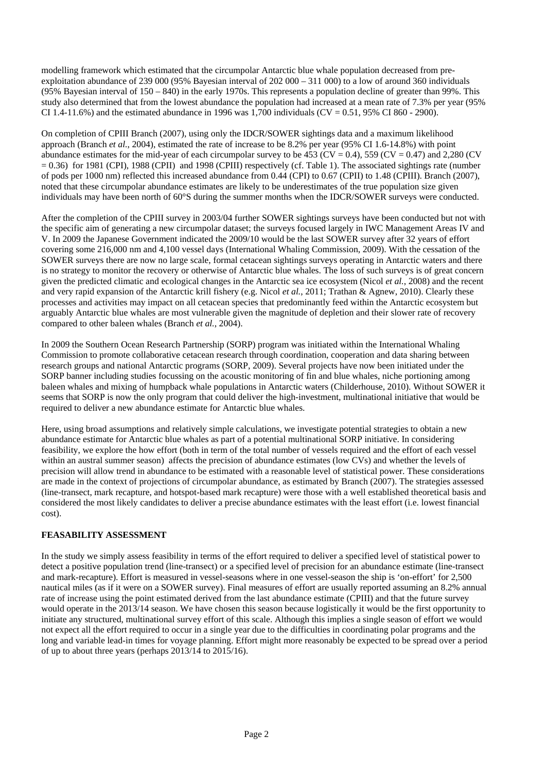modelling framework which estimated that the circumpolar Antarctic blue whale population decreased from pre-exploitation abundance of 239 000 (95% Bayesian interval of 202 000 – 311 000) to a low of around 360 individuals (95% Bayesian interval of 150 – 840) in the early 1970s. This represents a population decline of greater than 99%. This study also determined that from the lowest abundance the population had increased at a mean rate of 7.3% per year (95% CI 1.4-11.6%) and the estimated abundance in 1996 was 1,700 individuals (CV = 0.51, 95% CI 860 - 2900).

On completion of CPIII Branch (2007), using only the IDCR/SOWER sightings data and a maximum likelihood approach (Branch *et al.*, 2004), estimated the rate of increase to be 8.2% per year (95% CI 1.6-14.8%) with point abundance estimates for the mid-year of each circumpolar survey to be 453 (CV = 0.4), 559 (CV = 0.47) and 2,280 (CV = 0.36) for 1981 (CPI), 1988 (CPII) and 1998 (CPIII) respectively (cf. Table 1). The associated sightings rate (number of pods per 1000 nm) reflected this increased abundance from 0.44 (CPI) to 0.67 (CPII) to 1.48 (CPIII). Branch (2007), noted that these circumpolar abundance estimates are likely to be underestimates of the true population size given individuals may have been north of 60°S during the summer months when the IDCR/SOWER surveys were conducted.

After the completion of the CPIII survey in 2003/04 further SOWER sightings surveys have been conducted but not with the specific aim of generating a new circumpolar dataset; the surveys focused largely in IWC Management Areas IV and V. In 2009 the Japanese Government indicated the 2009/10 would be the last SOWER survey after 32 years of effort covering some 216,000 nm and 4,100 vessel days (International Whaling Commission, 2009). With the cessation of the SOWER surveys there are now no large scale, formal cetacean sightings surveys operating in Antarctic waters and there is no strategy to monitor the recovery or otherwise of Antarctic blue whales. The loss of such surveys is of great concern given the predicted climatic and ecological changes in the Antarctic sea ice ecosystem (Nicol *et al.*, 2008) and the recent and very rapid expansion of the Antarctic krill fishery (e.g. Nicol *et al.*, 2011; Trathan & Agnew, 2010). Clearly these processes and activities may impact on all cetacean species that predominantly feed within the Antarctic ecosystem but arguably Antarctic blue whales are most vulnerable given the magnitude of depletion and their slower rate of recovery compared to other baleen whales (Branch *et al.*, 2004).

In 2009 the Southern Ocean Research Partnership (SORP) program was initiated within the International Whaling Commission to promote collaborative cetacean research through coordination, cooperation and data sharing between research groups and national Antarctic programs (SORP, 2009). Several projects have now been initiated under the SORP banner including studies focussing on the acoustic monitoring of fin and blue whales, niche portioning among baleen whales and mixing of humpback whale populations in Antarctic waters (Childerhouse, 2010). Without SOWER it seems that SORP is now the only program that could deliver the high-investment, multinational initiative that would be required to deliver a new abundance estimate for Antarctic blue whales.

Here, using broad assumptions and relatively simple calculations, we investigate potential strategies to obtain a new abundance estimate for Antarctic blue whales as part of a potential multinational SORP initiative. In considering feasibility, we explore the how effort (both in term of the total number of vessels required and the effort of each vessel within an austral summer season) affects the precision of abundance estimates (low CVs) and whether the levels of precision will allow trend in abundance to be estimated with a reasonable level of statistical power. These considerations are made in the context of projections of circumpolar abundance, as estimated by Branch (2007). The strategies assessed (line-transect, mark recapture, and hotspot-based mark recapture) were those with a well established theoretical basis and considered the most likely candidates to deliver a precise abundance estimates with the least effort (i.e. lowest financial cost).

## FEASABILITY ASSESSMENT

In the study we simply assess feasibility in terms of the effort required to deliver a specified level of statistical power to detect a positive population trend (line-transect) or a specified level of precision for an abundance estimate (line-transect and mark-recapture). Effort is measured in vessel-seasons where in one vessel-season the ship is 'on-effort' for 2,500 nautical miles (as if it were on a SOWER survey). Final measures of effort are usually reported assuming an 8.2% annual rate of increase using the point estimated derived from the last abundance estimate (CPIII) and that the future survey would operate in the 2013/14 season. We have chosen this season because logistically it would be the first opportunity to initiate any structured, multinational survey effort of this scale. Although this implies a single season of effort we would not expect all the effort required to occur in a single year due to the difficulties in coordinating polar programs and the long and variable lead-in times for voyage planning. Effort might more reasonably be expected to be spread over a period of up to about three years (perhaps 2013/14 to 2015/16).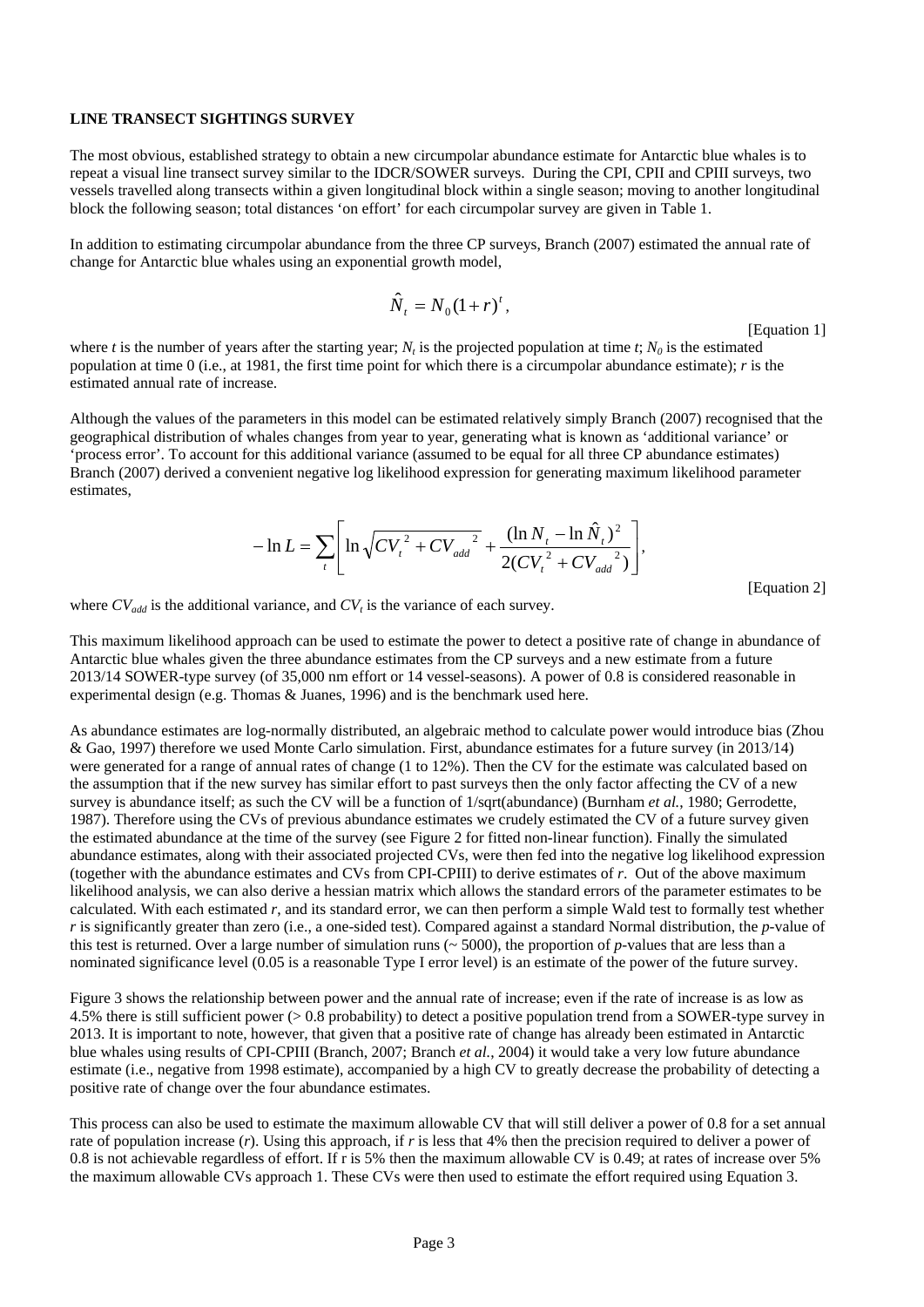**LINE TRANSECT SIGHTINGS SURVEY**

The most obvious, established strategy to obtain a new circumpolar abundance estimate for Antarctic blue whales is to repeat a visual line transect survey similar to the IDCR/SOWER surveys. During the CPI, CPII and CPIII surveys, two vessels travelled along transects within a given longitudinal block within a single season; moving to another longitudinal block the following season; total distances 'on effort' for each circumpolar survey are given in Table 1.

In addition to estimating circumpolar abundance from the three CP surveys, Branch (2007) estimated the annual rate of change for Antarctic blue whales using an exponential growth model,

$$\hat{N}_t = N_0(1+r)^t ,$$

[Equation 1]

where $t$ is the number of years after the starting year; $N_t$ is the projected population at time $t$; $N_0$ is the estimated population at time 0 (i.e., at 1981, the first time point for which there is a circumpolar abundance estimate); $r$ is the estimated annual rate of increase.

Although the values of the parameters in this model can be estimated relatively simply Branch (2007) recognised that the geographical distribution of whales changes from year to year, generating what is known as 'additional variance' or 'process error'. To account for this additional variance (assumed to be equal for all three CP abundance estimates) Branch (2007) derived a convenient negative log likelihood expression for generating maximum likelihood parameter estimates,

$$-\ln L = \sum_t \left[ \ln \sqrt{CV_t^{\,2} + CV_{add}^{\,2}} + \frac{(\ln N_t - \ln \hat{N}_t)^2}{2(CV_t^{\,2} + CV_{add}^{\,2})} \right],$$

[Equation 2]

where $CV_{add}$ is the additional variance, and $CV_t$ is the variance of each survey.

This maximum likelihood approach can be used to estimate the power to detect a positive rate of change in abundance of Antarctic blue whales given the three abundance estimates from the CP surveys and a new estimate from a future 2013/14 SOWER-type survey (of 35,000 nm effort or 14 vessel-seasons). A power of 0.8 is considered reasonable in experimental design (e.g. Thomas & Juanes, 1996) and is the benchmark used here.

As abundance estimates are log-normally distributed, an algebraic method to calculate power would introduce bias (Zhou & Gao, 1997) therefore we used Monte Carlo simulation. First, abundance estimates for a future survey (in 2013/14) were generated for a range of annual rates of change (1 to 12%). Then the CV for the estimate was calculated based on the assumption that if the new survey has similar effort to past surveys then the only factor affecting the CV of a new survey is abundance itself; as such the CV will be a function of 1/sqrt(abundance) (Burnham *et al.*, 1980; Gerrodette, 1987). Therefore using the CVs of previous abundance estimates we crudely estimated the CV of a future survey given the estimated abundance at the time of the survey (see Figure 2 for fitted non-linear function). Finally the simulated abundance estimates, along with their associated projected CVs, were then fed into the negative log likelihood expression (together with the abundance estimates and CVs from CPI-CPIII) to derive estimates of $r$. Out of the above maximum likelihood analysis, we can also derive a hessian matrix which allows the standard errors of the parameter estimates to be calculated. With each estimated $r$, and its standard error, we can then perform a simple Wald test to formally test whether $r$ is significantly greater than zero (i.e., a one-sided test). Compared against a standard Normal distribution, the $p$-value of this test is returned. Over a large number of simulation runs (~ 5000), the proportion of $p$-values that are less than a nominated significance level (0.05 is a reasonable Type I error level) is an estimate of the power of the future survey.

Figure 3 shows the relationship between power and the annual rate of increase; even if the rate of increase is as low as 4.5% there is still sufficient power (> 0.8 probability) to detect a positive population trend from a SOWER-type survey in 2013. It is important to note, however, that given that a positive rate of change has already been estimated in Antarctic blue whales using results of CPI-CPIII (Branch, 2007; Branch *et al.*, 2004) it would take a very low future abundance estimate (i.e., negative from 1998 estimate), accompanied by a high CV to greatly decrease the probability of detecting a positive rate of change over the four abundance estimates.

This process can also be used to estimate the maximum allowable CV that will still deliver a power of 0.8 for a set annual rate of population increase ($r$). Using this approach, if $r$ is less that 4% then the precision required to deliver a power of 0.8 is not achievable regardless of effort. If r is 5% then the maximum allowable CV is 0.49; at rates of increase over 5% the maximum allowable CVs approach 1. These CVs were then used to estimate the effort required using Equation 3.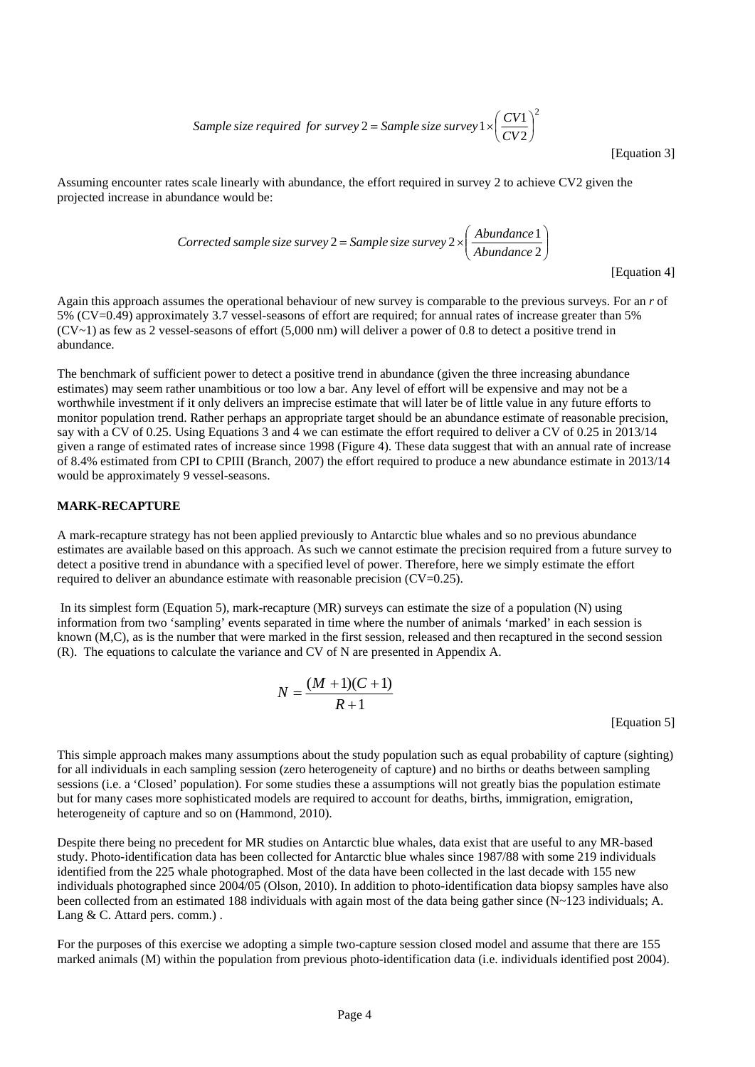$$Sample\ size\ required\ \ for\ survey\ 2 = Sample\ size\ survey\ 1 \times \left(\frac{CV1}{CV2}\right)^2$$

[Equation 3]

Assuming encounter rates scale linearly with abundance, the effort required in survey 2 to achieve CV2 given the projected increase in abundance would be:

$$Corrected\ sample\ size\ survey\ 2 = Sample\ size\ survey\ 2 \times \left(\frac{Abundance\ 1}{Abundance\ 2}\right)$$

[Equation 4]

Again this approach assumes the operational behaviour of new survey is comparable to the previous surveys. For an *r* of 5% (CV=0.49) approximately 3.7 vessel-seasons of effort are required; for annual rates of increase greater than 5% (CV~1) as few as 2 vessel-seasons of effort (5,000 nm) will deliver a power of 0.8 to detect a positive trend in abundance.

The benchmark of sufficient power to detect a positive trend in abundance (given the three increasing abundance estimates) may seem rather unambitious or too low a bar. Any level of effort will be expensive and may not be a worthwhile investment if it only delivers an imprecise estimate that will later be of little value in any future efforts to monitor population trend. Rather perhaps an appropriate target should be an abundance estimate of reasonable precision, say with a CV of 0.25. Using Equations 3 and 4 we can estimate the effort required to deliver a CV of 0.25 in 2013/14 given a range of estimated rates of increase since 1998 (Figure 4). These data suggest that with an annual rate of increase of 8.4% estimated from CPI to CPIII (Branch, 2007) the effort required to produce a new abundance estimate in 2013/14 would be approximately 9 vessel-seasons.

**MARK-RECAPTURE**

A mark-recapture strategy has not been applied previously to Antarctic blue whales and so no previous abundance estimates are available based on this approach. As such we cannot estimate the precision required from a future survey to detect a positive trend in abundance with a specified level of power. Therefore, here we simply estimate the effort required to deliver an abundance estimate with reasonable precision (CV=0.25).

In its simplest form (Equation 5), mark-recapture (MR) surveys can estimate the size of a population (N) using information from two 'sampling' events separated in time where the number of animals 'marked' in each session is known (M,C), as is the number that were marked in the first session, released and then recaptured in the second session (R). The equations to calculate the variance and CV of N are presented in Appendix A.

$$N = \frac{(M+1)(C+1)}{R+1}$$

[Equation 5]

This simple approach makes many assumptions about the study population such as equal probability of capture (sighting) for all individuals in each sampling session (zero heterogeneity of capture) and no births or deaths between sampling sessions (i.e. a 'Closed' population). For some studies these a assumptions will not greatly bias the population estimate but for many cases more sophisticated models are required to account for deaths, births, immigration, emigration, heterogeneity of capture and so on (Hammond, 2010).

Despite there being no precedent for MR studies on Antarctic blue whales, data exist that are useful to any MR-based study. Photo-identification data has been collected for Antarctic blue whales since 1987/88 with some 219 individuals identified from the 225 whale photographed. Most of the data have been collected in the last decade with 155 new individuals photographed since 2004/05 (Olson, 2010). In addition to photo-identification data biopsy samples have also been collected from an estimated 188 individuals with again most of the data being gather since (N~123 individuals; A. Lang & C. Attard pers. comm.) .

For the purposes of this exercise we adopting a simple two-capture session closed model and assume that there are 155 marked animals (M) within the population from previous photo-identification data (i.e. individuals identified post 2004).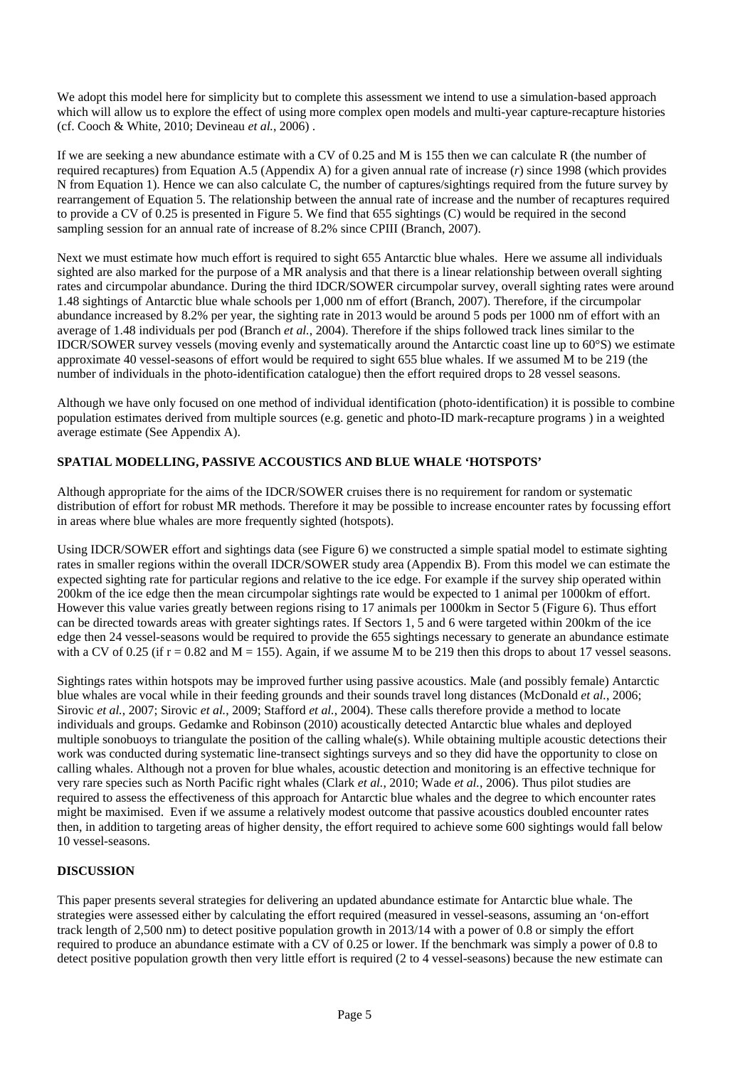We adopt this model here for simplicity but to complete this assessment we intend to use a simulation-based approach which will allow us to explore the effect of using more complex open models and multi-year capture-recapture histories (cf. Cooch & White, 2010; Devineau *et al.*, 2006) .

If we are seeking a new abundance estimate with a CV of 0.25 and M is 155 then we can calculate R (the number of required recaptures) from Equation A.5 (Appendix A) for a given annual rate of increase ($r$) since 1998 (which provides N from Equation 1). Hence we can also calculate C, the number of captures/sightings required from the future survey by rearrangement of Equation 5. The relationship between the annual rate of increase and the number of recaptures required to provide a CV of 0.25 is presented in Figure 5. We find that 655 sightings (C) would be required in the second sampling session for an annual rate of increase of 8.2% since CPIII (Branch, 2007).

Next we must estimate how much effort is required to sight 655 Antarctic blue whales. Here we assume all individuals sighted are also marked for the purpose of a MR analysis and that there is a linear relationship between overall sighting rates and circumpolar abundance. During the third IDCR/SOWER circumpolar survey, overall sighting rates were around 1.48 sightings of Antarctic blue whale schools per 1,000 nm of effort (Branch, 2007). Therefore, if the circumpolar abundance increased by 8.2% per year, the sighting rate in 2013 would be around 5 pods per 1000 nm of effort with an average of 1.48 individuals per pod (Branch *et al.*, 2004). Therefore if the ships followed track lines similar to the IDCR/SOWER survey vessels (moving evenly and systematically around the Antarctic coast line up to 60°S) we estimate approximate 40 vessel-seasons of effort would be required to sight 655 blue whales. If we assumed M to be 219 (the number of individuals in the photo-identification catalogue) then the effort required drops to 28 vessel seasons.

Although we have only focused on one method of individual identification (photo-identification) it is possible to combine population estimates derived from multiple sources (e.g. genetic and photo-ID mark-recapture programs ) in a weighted average estimate (See Appendix A).

**SPATIAL MODELLING, PASSIVE ACCOUSTICS AND BLUE WHALE 'HOTSPOTS'**

Although appropriate for the aims of the IDCR/SOWER cruises there is no requirement for random or systematic distribution of effort for robust MR methods. Therefore it may be possible to increase encounter rates by focussing effort in areas where blue whales are more frequently sighted (hotspots).

Using IDCR/SOWER effort and sightings data (see Figure 6) we constructed a simple spatial model to estimate sighting rates in smaller regions within the overall IDCR/SOWER study area (Appendix B). From this model we can estimate the expected sighting rate for particular regions and relative to the ice edge. For example if the survey ship operated within 200km of the ice edge then the mean circumpolar sightings rate would be expected to 1 animal per 1000km of effort. However this value varies greatly between regions rising to 17 animals per 1000km in Sector 5 (Figure 6). Thus effort can be directed towards areas with greater sightings rates. If Sectors 1, 5 and 6 were targeted within 200km of the ice edge then 24 vessel-seasons would be required to provide the 655 sightings necessary to generate an abundance estimate with a CV of 0.25 (if $r = 0.82$ and $M = 155$). Again, if we assume M to be 219 then this drops to about 17 vessel seasons.

Sightings rates within hotspots may be improved further using passive acoustics. Male (and possibly female) Antarctic blue whales are vocal while in their feeding grounds and their sounds travel long distances (McDonald *et al.*, 2006; Sirovic *et al.*, 2007; Sirovic *et al.*, 2009; Stafford *et al.*, 2004). These calls therefore provide a method to locate individuals and groups. Gedamke and Robinson (2010) acoustically detected Antarctic blue whales and deployed multiple sonobuoys to triangulate the position of the calling whale(s). While obtaining multiple acoustic detections their work was conducted during systematic line-transect sightings surveys and so they did have the opportunity to close on calling whales. Although not a proven for blue whales, acoustic detection and monitoring is an effective technique for very rare species such as North Pacific right whales (Clark *et al.*, 2010; Wade *et al.*, 2006). Thus pilot studies are required to assess the effectiveness of this approach for Antarctic blue whales and the degree to which encounter rates might be maximised. Even if we assume a relatively modest outcome that passive acoustics doubled encounter rates then, in addition to targeting areas of higher density, the effort required to achieve some 600 sightings would fall below 10 vessel-seasons.

**DISCUSSION**

This paper presents several strategies for delivering an updated abundance estimate for Antarctic blue whale. The strategies were assessed either by calculating the effort required (measured in vessel-seasons, assuming an 'on-effort track length of 2,500 nm) to detect positive population growth in 2013/14 with a power of 0.8 or simply the effort required to produce an abundance estimate with a CV of 0.25 or lower. If the benchmark was simply a power of 0.8 to detect positive population growth then very little effort is required (2 to 4 vessel-seasons) because the new estimate can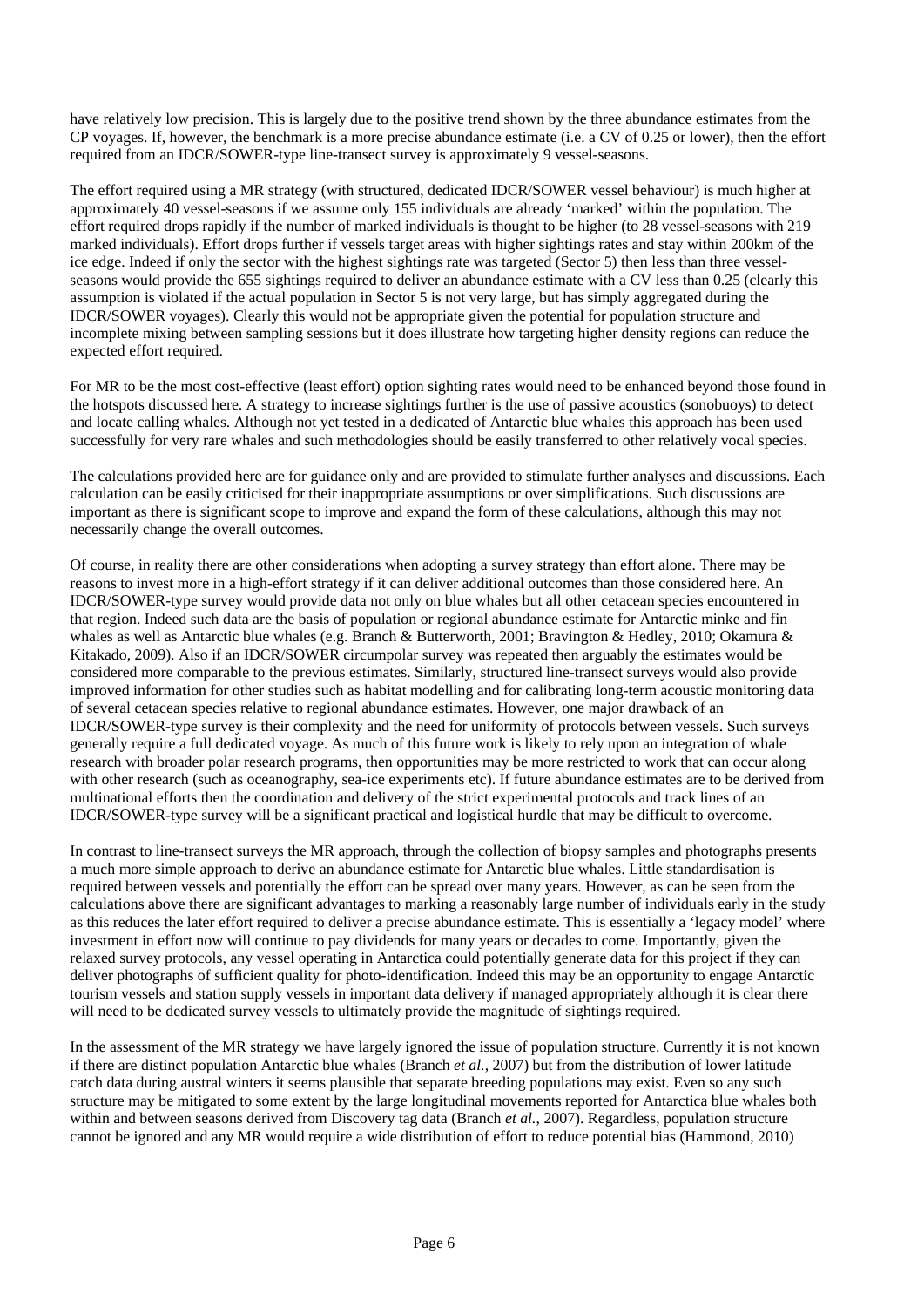have relatively low precision. This is largely due to the positive trend shown by the three abundance estimates from the CP voyages. If, however, the benchmark is a more precise abundance estimate (i.e. a CV of 0.25 or lower), then the effort required from an IDCR/SOWER-type line-transect survey is approximately 9 vessel-seasons.

The effort required using a MR strategy (with structured, dedicated IDCR/SOWER vessel behaviour) is much higher at approximately 40 vessel-seasons if we assume only 155 individuals are already 'marked' within the population. The effort required drops rapidly if the number of marked individuals is thought to be higher (to 28 vessel-seasons with 219 marked individuals). Effort drops further if vessels target areas with higher sightings rates and stay within 200km of the ice edge. Indeed if only the sector with the highest sightings rate was targeted (Sector 5) then less than three vessel-seasons would provide the 655 sightings required to deliver an abundance estimate with a CV less than 0.25 (clearly this assumption is violated if the actual population in Sector 5 is not very large, but has simply aggregated during the IDCR/SOWER voyages). Clearly this would not be appropriate given the potential for population structure and incomplete mixing between sampling sessions but it does illustrate how targeting higher density regions can reduce the expected effort required.

For MR to be the most cost-effective (least effort) option sighting rates would need to be enhanced beyond those found in the hotspots discussed here. A strategy to increase sightings further is the use of passive acoustics (sonobuoys) to detect and locate calling whales. Although not yet tested in a dedicated of Antarctic blue whales this approach has been used successfully for very rare whales and such methodologies should be easily transferred to other relatively vocal species.

The calculations provided here are for guidance only and are provided to stimulate further analyses and discussions. Each calculation can be easily criticised for their inappropriate assumptions or over simplifications. Such discussions are important as there is significant scope to improve and expand the form of these calculations, although this may not necessarily change the overall outcomes.

Of course, in reality there are other considerations when adopting a survey strategy than effort alone. There may be reasons to invest more in a high-effort strategy if it can deliver additional outcomes than those considered here. An IDCR/SOWER-type survey would provide data not only on blue whales but all other cetacean species encountered in that region. Indeed such data are the basis of population or regional abundance estimate for Antarctic minke and fin whales as well as Antarctic blue whales (e.g. Branch & Butterworth, 2001; Bravington & Hedley, 2010; Okamura & Kitakado, 2009). Also if an IDCR/SOWER circumpolar survey was repeated then arguably the estimates would be considered more comparable to the previous estimates. Similarly, structured line-transect surveys would also provide improved information for other studies such as habitat modelling and for calibrating long-term acoustic monitoring data of several cetacean species relative to regional abundance estimates. However, one major drawback of an IDCR/SOWER-type survey is their complexity and the need for uniformity of protocols between vessels. Such surveys generally require a full dedicated voyage. As much of this future work is likely to rely upon an integration of whale research with broader polar research programs, then opportunities may be more restricted to work that can occur along with other research (such as oceanography, sea-ice experiments etc). If future abundance estimates are to be derived from multinational efforts then the coordination and delivery of the strict experimental protocols and track lines of an IDCR/SOWER-type survey will be a significant practical and logistical hurdle that may be difficult to overcome.

In contrast to line-transect surveys the MR approach, through the collection of biopsy samples and photographs presents a much more simple approach to derive an abundance estimate for Antarctic blue whales. Little standardisation is required between vessels and potentially the effort can be spread over many years. However, as can be seen from the calculations above there are significant advantages to marking a reasonably large number of individuals early in the study as this reduces the later effort required to deliver a precise abundance estimate. This is essentially a 'legacy model' where investment in effort now will continue to pay dividends for many years or decades to come. Importantly, given the relaxed survey protocols, any vessel operating in Antarctica could potentially generate data for this project if they can deliver photographs of sufficient quality for photo-identification. Indeed this may be an opportunity to engage Antarctic tourism vessels and station supply vessels in important data delivery if managed appropriately although it is clear there will need to be dedicated survey vessels to ultimately provide the magnitude of sightings required.

In the assessment of the MR strategy we have largely ignored the issue of population structure. Currently it is not known if there are distinct population Antarctic blue whales (Branch *et al.*, 2007) but from the distribution of lower latitude catch data during austral winters it seems plausible that separate breeding populations may exist. Even so any such structure may be mitigated to some extent by the large longitudinal movements reported for Antarctica blue whales both within and between seasons derived from Discovery tag data (Branch *et al.*, 2007). Regardless, population structure cannot be ignored and any MR would require a wide distribution of effort to reduce potential bias (Hammond, 2010)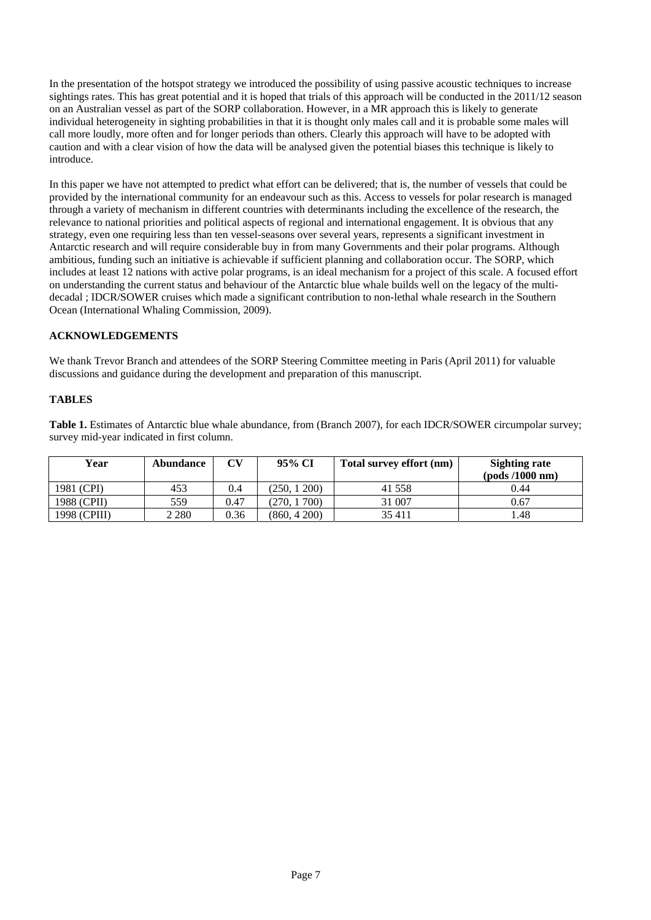In the presentation of the hotspot strategy we introduced the possibility of using passive acoustic techniques to increase sightings rates. This has great potential and it is hoped that trials of this approach will be conducted in the 2011/12 season on an Australian vessel as part of the SORP collaboration. However, in a MR approach this is likely to generate individual heterogeneity in sighting probabilities in that it is thought only males call and it is probable some males will call more loudly, more often and for longer periods than others. Clearly this approach will have to be adopted with caution and with a clear vision of how the data will be analysed given the potential biases this technique is likely to introduce.

In this paper we have not attempted to predict what effort can be delivered; that is, the number of vessels that could be provided by the international community for an endeavour such as this. Access to vessels for polar research is managed through a variety of mechanism in different countries with determinants including the excellence of the research, the relevance to national priorities and political aspects of regional and international engagement. It is obvious that any strategy, even one requiring less than ten vessel-seasons over several years, represents a significant investment in Antarctic research and will require considerable buy in from many Governments and their polar programs. Although ambitious, funding such an initiative is achievable if sufficient planning and collaboration occur. The SORP, which includes at least 12 nations with active polar programs, is an ideal mechanism for a project of this scale. A focused effort on understanding the current status and behaviour of the Antarctic blue whale builds well on the legacy of the multi-decadal ; IDCR/SOWER cruises which made a significant contribution to non-lethal whale research in the Southern Ocean (International Whaling Commission, 2009).

**ACKNOWLEDGEMENTS**

We thank Trevor Branch and attendees of the SORP Steering Committee meeting in Paris (April 2011) for valuable discussions and guidance during the development and preparation of this manuscript.

**TABLES**

**Table 1.** Estimates of Antarctic blue whale abundance, from (Branch 2007), for each IDCR/SOWER circumpolar survey; survey mid-year indicated in first column.

| Year | Abundance | CV | 95% CI | Total survey effort (nm) | Sighting rate (pods /1000 nm) |
|---|---|---|---|---|---|
| 1981 (CPI) | 453 | 0.4 | (250, 1 200) | 41 558 | 0.44 |
| 1988 (CPII) | 559 | 0.47 | (270, 1 700) | 31 007 | 0.67 |
| 1998 (CPIII) | 2 280 | 0.36 | (860, 4 200) | 35 411 | 1.48 |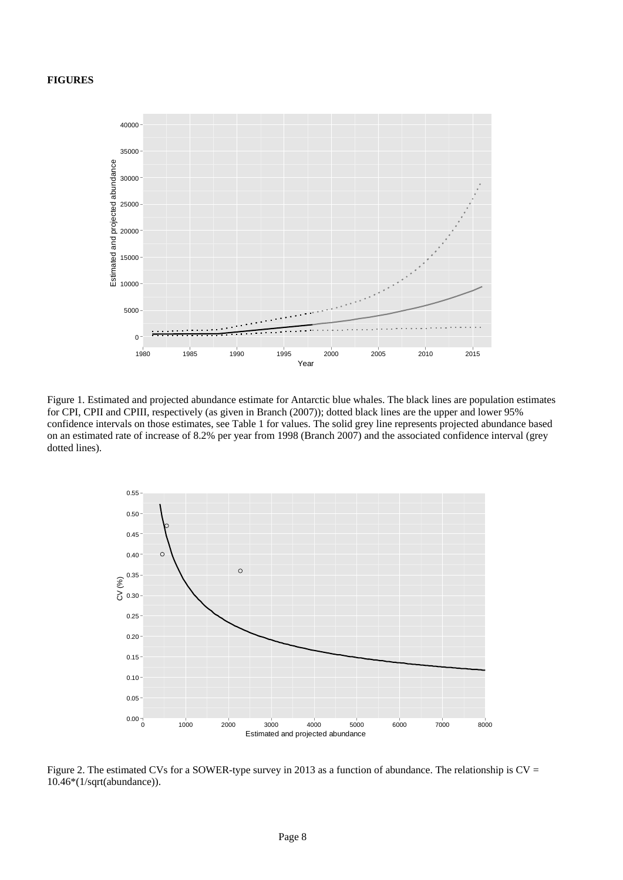**FIGURES**

Figure 1. Estimated and projected abundance estimate for Antarctic blue whales. The black lines are population estimates for CPI, CPII and CPIII, respectively (as given in Branch (2007)); dotted black lines are the upper and lower 95% confidence intervals on those estimates, see Table 1 for values. The solid grey line represents projected abundance based on an estimated rate of increase of 8.2% per year from 1998 (Branch 2007) and the associated confidence interval (grey dotted lines).

Figure 2. The estimated CVs for a SOWER-type survey in 2013 as a function of abundance. The relationship is CV = 10.46*(1/sqrt(abundance)).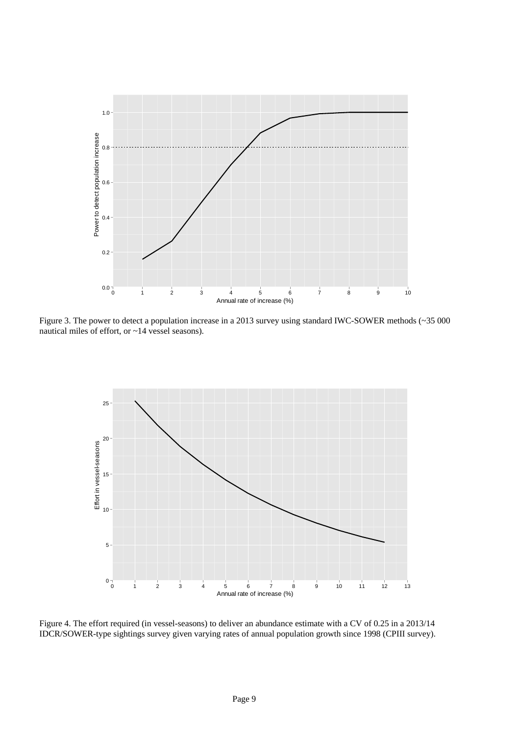Figure 3. The power to detect a population increase in a 2013 survey using standard IWC-SOWER methods (~35 000 nautical miles of effort, or ~14 vessel seasons).

Figure 4. The effort required (in vessel-seasons) to deliver an abundance estimate with a CV of 0.25 in a 2013/14 IDCR/SOWER-type sightings survey given varying rates of annual population growth since 1998 (CPIII survey).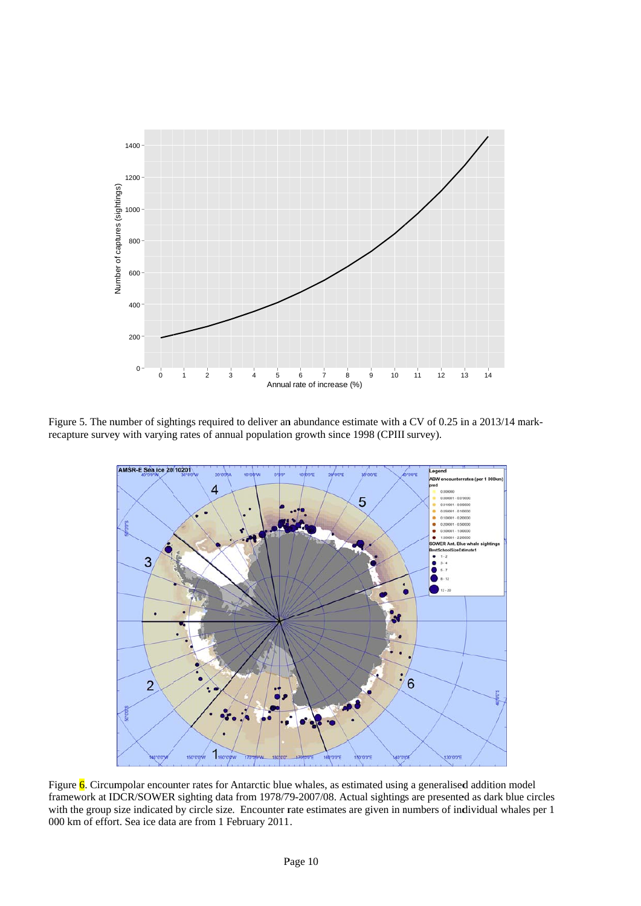Figure 5. The number of sightings required to deliver an abundance estimate with a CV of 0.25 in a 2013/14 mark-recapture survey with varying rates of annual population growth since 1998 (CPIII survey).

Figure 6. Circumpolar encounter rates for Antarctic blue whales, as estimated using a generalised addition model framework at IDCR/SOWER sighting data from 1978/79-2007/08. Actual sightings are presented as dark blue circles with the group size indicated by circle size. Encounter rate estimates are given in numbers of individual whales per 1 000 km of effort. Sea ice data are from 1 February 2011.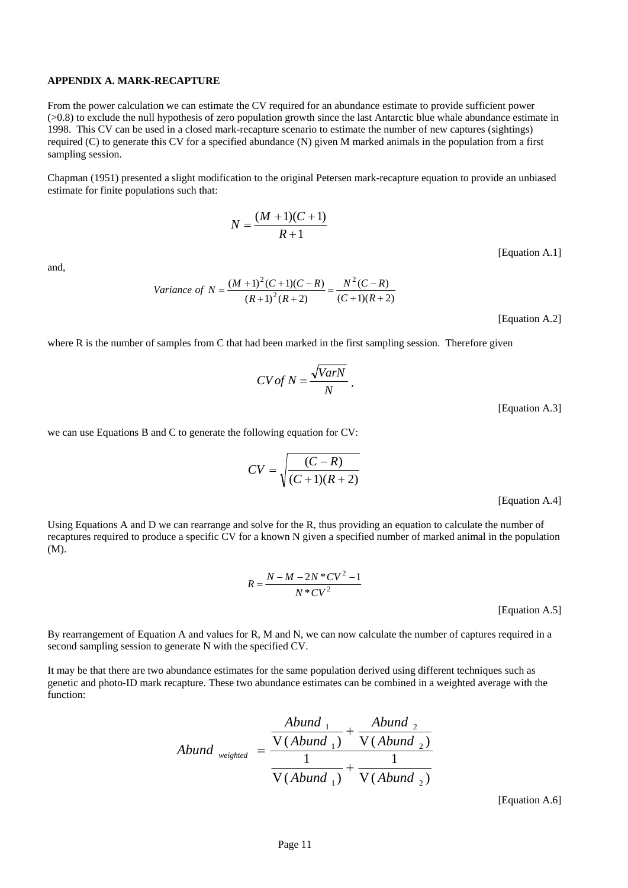**APPENDIX A. MARK-RECAPTURE**

From the power calculation we can estimate the CV required for an abundance estimate to provide sufficient power (>0.8) to exclude the null hypothesis of zero population growth since the last Antarctic blue whale abundance estimate in 1998. This CV can be used in a closed mark-recapture scenario to estimate the number of new captures (sightings) required (C) to generate this CV for a specified abundance (N) given M marked animals in the population from a first sampling session.

Chapman (1951) presented a slight modification to the original Petersen mark-recapture equation to provide an unbiased estimate for finite populations such that:

$$N = \frac{(M+1)(C+1)}{R+1}$$

[Equation A.1]

and,

$$Variance\ of\ N = \frac{(M+1)^2(C+1)(C-R)}{(R+1)^2(R+2)} = \frac{N^2(C-R)}{(C+1)(R+2)}$$

[Equation A.2]

where R is the number of samples from C that had been marked in the first sampling session. Therefore given

$$CV\, of\ N = \frac{\sqrt{VarN}}{N},$$

[Equation A.3]

we can use Equations B and C to generate the following equation for CV:

$$CV = \sqrt{\frac{(C-R)}{(C+1)(R+2)}}$$

[Equation A.4]

Using Equations A and D we can rearrange and solve for the R, thus providing an equation to calculate the number of recaptures required to produce a specific CV for a known N given a specified number of marked animal in the population (M).

$$R = \frac{N - M - 2N*CV^2 - 1}{N*CV^2}$$

[Equation A.5]

By rearrangement of Equation A and values for R, M and N, we can now calculate the number of captures required in a second sampling session to generate N with the specified CV.

It may be that there are two abundance estimates for the same population derived using different techniques such as genetic and photo-ID mark recapture. These two abundance estimates can be combined in a weighted average with the function:

$$Abund_{weighted} = \frac{\dfrac{Abund_1}{\mathrm{V}(Abund_1)} + \dfrac{Abund_2}{\mathrm{V}(Abund_2)}}{\dfrac{1}{\mathrm{V}(Abund_1)} + \dfrac{1}{\mathrm{V}(Abund_2)}}$$

[Equation A.6]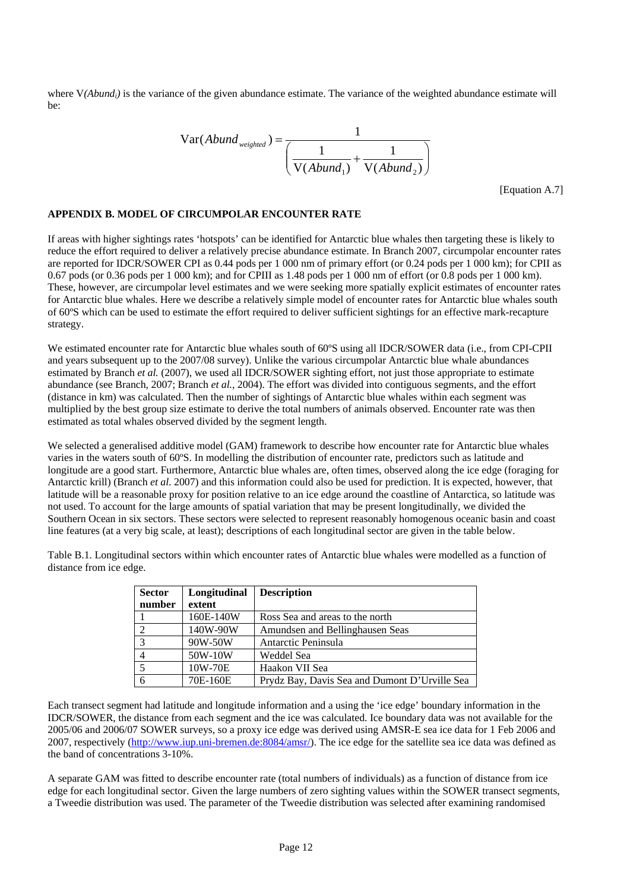where $V(Abund_i)$ is the variance of the given abundance estimate. The variance of the weighted abundance estimate will be:

$$\mathrm{Var}(Abund_{weighted}) = \frac{1}{\left(\frac{1}{\mathrm{V}(Abund_1)} + \frac{1}{\mathrm{V}(Abund_2)}\right)}$$

[Equation A.7]

## APPENDIX B. MODEL OF CIRCUMPOLAR ENCOUNTER RATE

If areas with higher sightings rates 'hotspots' can be identified for Antarctic blue whales then targeting these is likely to reduce the effort required to deliver a relatively precise abundance estimate. In Branch 2007, circumpolar encounter rates are reported for IDCR/SOWER CPI as 0.44 pods per 1 000 nm of primary effort (or 0.24 pods per 1 000 km); for CPII as 0.67 pods (or 0.36 pods per 1 000 km); and for CPIII as 1.48 pods per 1 000 nm of effort (or 0.8 pods per 1 000 km). These, however, are circumpolar level estimates and we were seeking more spatially explicit estimates of encounter rates for Antarctic blue whales. Here we describe a relatively simple model of encounter rates for Antarctic blue whales south of 60ºS which can be used to estimate the effort required to deliver sufficient sightings for an effective mark-recapture strategy.

We estimated encounter rate for Antarctic blue whales south of 60ºS using all IDCR/SOWER data (i.e., from CPI-CPII and years subsequent up to the 2007/08 survey). Unlike the various circumpolar Antarctic blue whale abundances estimated by Branch *et al.* (2007), we used all IDCR/SOWER sighting effort, not just those appropriate to estimate abundance (see Branch, 2007; Branch *et al.*, 2004). The effort was divided into contiguous segments, and the effort (distance in km) was calculated. Then the number of sightings of Antarctic blue whales within each segment was multiplied by the best group size estimate to derive the total numbers of animals observed. Encounter rate was then estimated as total whales observed divided by the segment length.

We selected a generalised additive model (GAM) framework to describe how encounter rate for Antarctic blue whales varies in the waters south of 60ºS. In modelling the distribution of encounter rate, predictors such as latitude and longitude are a good start. Furthermore, Antarctic blue whales are, often times, observed along the ice edge (foraging for Antarctic krill) (Branch *et al.* 2007) and this information could also be used for prediction. It is expected, however, that latitude will be a reasonable proxy for position relative to an ice edge around the coastline of Antarctica, so latitude was not used. To account for the large amounts of spatial variation that may be present longitudinally, we divided the Southern Ocean in six sectors. These sectors were selected to represent reasonably homogenous oceanic basin and coast line features (at a very big scale, at least); descriptions of each longitudinal sector are given in the table below.

Table B.1. Longitudinal sectors within which encounter rates of Antarctic blue whales were modelled as a function of distance from ice edge.

| Sector number | Longitudinal extent | Description |
|---|---|---|
| 1 | 160E-140W | Ross Sea and areas to the north |
| 2 | 140W-90W | Amundsen and Bellinghausen Seas |
| 3 | 90W-50W | Antarctic Peninsula |
| 4 | 50W-10W | Weddel Sea |
| 5 | 10W-70E | Haakon VII Sea |
| 6 | 70E-160E | Prydz Bay, Davis Sea and Dumont D'Urville Sea |

Each transect segment had latitude and longitude information and a using the 'ice edge' boundary information in the IDCR/SOWER, the distance from each segment and the ice was calculated. Ice boundary data was not available for the 2005/06 and 2006/07 SOWER surveys, so a proxy ice edge was derived using AMSR-E sea ice data for 1 Feb 2006 and 2007, respectively (http://www.iup.uni-bremen.de:8084/amsr/). The ice edge for the satellite sea ice data was defined as the band of concentrations 3-10%.

A separate GAM was fitted to describe encounter rate (total numbers of individuals) as a function of distance from ice edge for each longitudinal sector. Given the large numbers of zero sighting values within the SOWER transect segments, a Tweedie distribution was used. The parameter of the Tweedie distribution was selected after examining randomised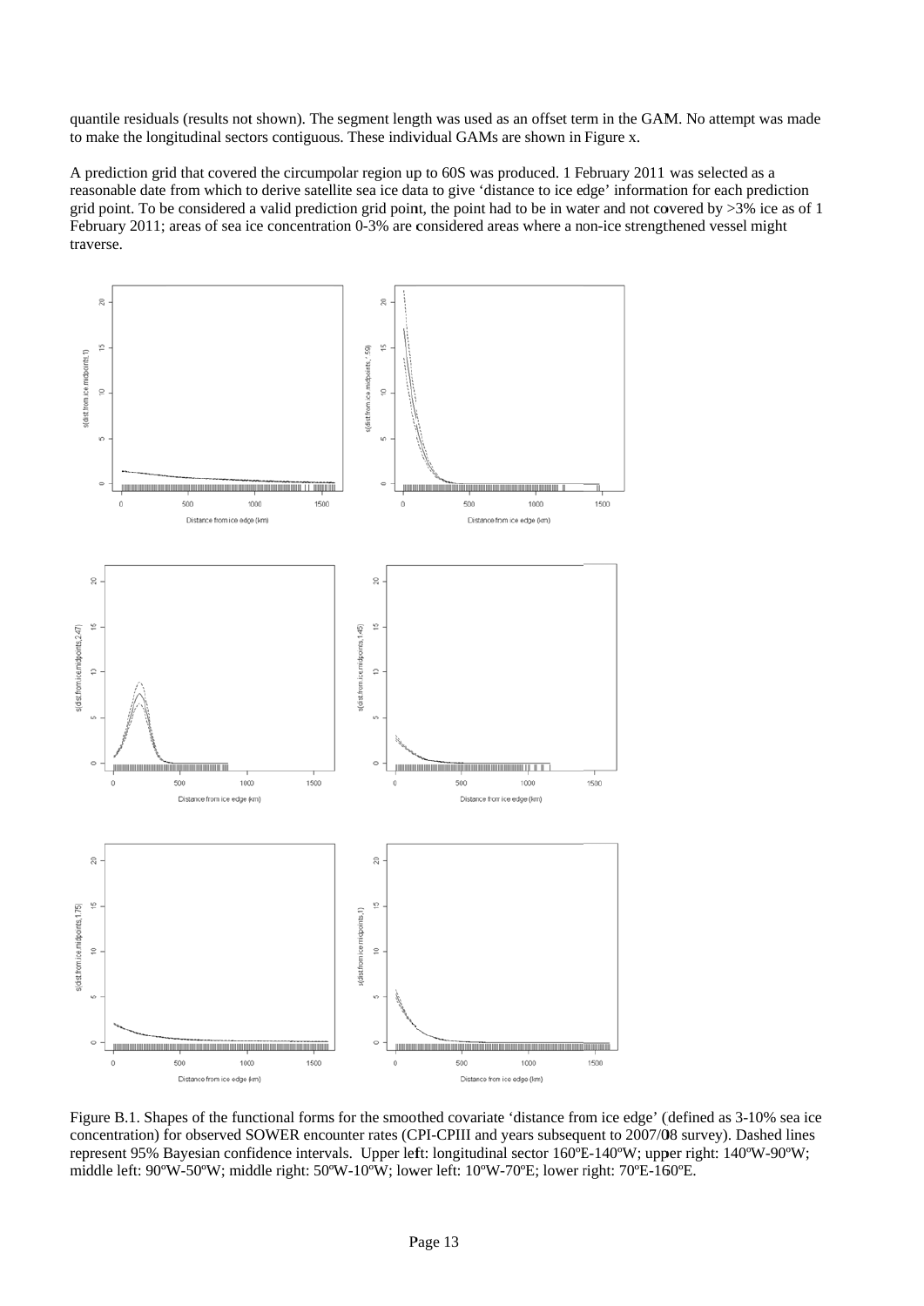quantile residuals (results not shown). The segment length was used as an offset term in the GAM. No attempt was made to make the longitudinal sectors contiguous. These individual GAMs are shown in Figure x.

A prediction grid that covered the circumpolar region up to 60S was produced. 1 February 2011 was selected as a reasonable date from which to derive satellite sea ice data to give 'distance to ice edge' information for each prediction grid point. To be considered a valid prediction grid point, the point had to be in water and not covered by >3% ice as of 1 February 2011; areas of sea ice concentration 0-3% are considered areas where a non-ice strengthened vessel might traverse.

Figure B.1. Shapes of the functional forms for the smoothed covariate 'distance from ice edge' (defined as 3-10% sea ice concentration) for observed SOWER encounter rates (CPI-CPIII and years subsequent to 2007/08 survey). Dashed lines represent 95% Bayesian confidence intervals. Upper left: longitudinal sector 160ºE-140ºW; upper right: 140ºW-90ºW; middle left: 90ºW-50ºW; middle right: 50ºW-10ºW; lower left: 10ºW-70ºE; lower right: 70ºE-160ºE.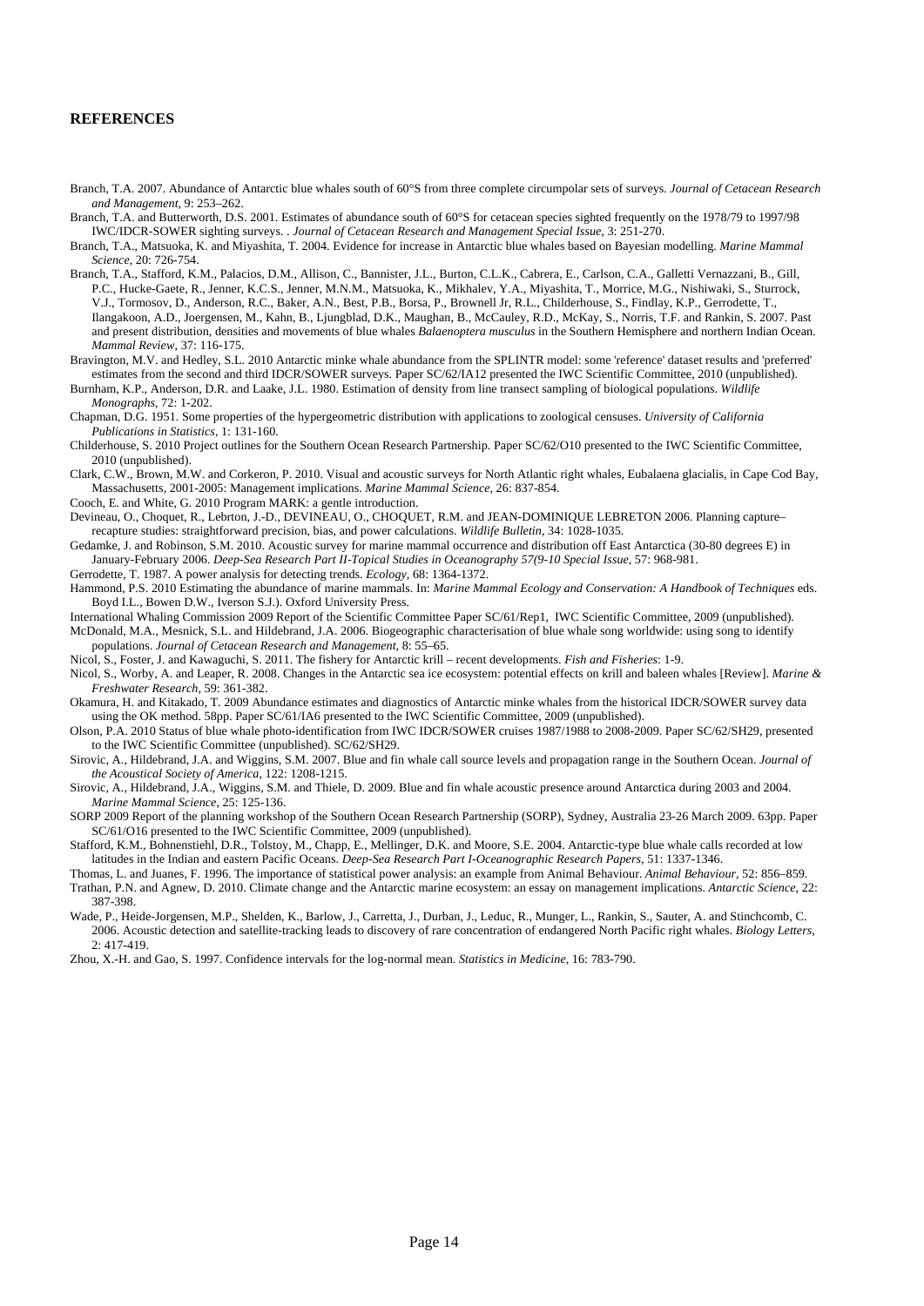## REFERENCES

Branch, T.A. 2007. Abundance of Antarctic blue whales south of 60°S from three complete circumpolar sets of surveys. *Journal of Cetacean Research and Management*, 9: 253–262.

Branch, T.A. and Butterworth, D.S. 2001. Estimates of abundance south of 60°S for cetacean species sighted frequently on the 1978/79 to 1997/98 IWC/IDCR-SOWER sighting surveys. . *Journal of Cetacean Research and Management Special Issue*, 3: 251-270.

Branch, T.A., Matsuoka, K. and Miyashita, T. 2004. Evidence for increase in Antarctic blue whales based on Bayesian modelling. *Marine Mammal Science*, 20: 726-754.

Branch, T.A., Stafford, K.M., Palacios, D.M., Allison, C., Bannister, J.L., Burton, C.L.K., Cabrera, E., Carlson, C.A., Galletti Vernazzani, B., Gill, P.C., Hucke-Gaete, R., Jenner, K.C.S., Jenner, M.N.M., Matsuoka, K., Mikhalev, Y.A., Miyashita, T., Morrice, M.G., Nishiwaki, S., Sturrock, V.J., Tormosov, D., Anderson, R.C., Baker, A.N., Best, P.B., Borsa, P., Brownell Jr, R.L., Childerhouse, S., Findlay, K.P., Gerrodette, T., Ilangakoon, A.D., Joergensen, M., Kahn, B., Ljungblad, D.K., Maughan, B., McCauley, R.D., McKay, S., Norris, T.F. and Rankin, S. 2007. Past and present distribution, densities and movements of blue whales *Balaenoptera musculus* in the Southern Hemisphere and northern Indian Ocean. *Mammal Review*, 37: 116-175.

Bravington, M.V. and Hedley, S.L. 2010 Antarctic minke whale abundance from the SPLINTR model: some 'reference' dataset results and 'preferred' estimates from the second and third IDCR/SOWER surveys. Paper SC/62/IA12 presented the IWC Scientific Committee, 2010 (unpublished).

Burnham, K.P., Anderson, D.R. and Laake, J.L. 1980. Estimation of density from line transect sampling of biological populations. *Wildlife Monographs*, 72: 1-202.

Chapman, D.G. 1951. Some properties of the hypergeometric distribution with applications to zoological censuses. *University of California Publications in Statistics*, 1: 131-160.

Childerhouse, S. 2010 Project outlines for the Southern Ocean Research Partnership. Paper SC/62/O10 presented to the IWC Scientific Committee, 2010 (unpublished).

Clark, C.W., Brown, M.W. and Corkeron, P. 2010. Visual and acoustic surveys for North Atlantic right whales, Eubalaena glacialis, in Cape Cod Bay, Massachusetts, 2001-2005: Management implications. *Marine Mammal Science*, 26: 837-854.

Cooch, E. and White, G. 2010 Program MARK: a gentle introduction.

Devineau, O., Choquet, R., Lebrton, J.-D., DEVINEAU, O., CHOQUET, R.M. and JEAN-DOMINIQUE LEBRETON 2006. Planning capture–recapture studies: straightforward precision, bias, and power calculations. *Wildlife Bulletin*, 34: 1028-1035.

Gedamke, J. and Robinson, S.M. 2010. Acoustic survey for marine mammal occurrence and distribution off East Antarctica (30-80 degrees E) in January-February 2006. *Deep-Sea Research Part II-Topical Studies in Oceanography 57(9-10 Special Issue*, 57: 968-981.

Gerrodette, T. 1987. A power analysis for detecting trends. *Ecology*, 68: 1364-1372.

Hammond, P.S. 2010 Estimating the abundance of marine mammals. In: *Marine Mammal Ecology and Conservation: A Handbook of Techniques* eds. Boyd I.L., Bowen D.W., Iverson S.J.). Oxford University Press.

International Whaling Commission 2009 Report of the Scientific Committee Paper SC/61/Rep1, IWC Scientific Committee, 2009 (unpublished).

McDonald, M.A., Mesnick, S.L. and Hildebrand, J.A. 2006. Biogeographic characterisation of blue whale song worldwide: using song to identify populations. *Journal of Cetacean Research and Management*, 8: 55–65.

Nicol, S., Foster, J. and Kawaguchi, S. 2011. The fishery for Antarctic krill – recent developments. *Fish and Fisheries*: 1-9.

Nicol, S., Worby, A. and Leaper, R. 2008. Changes in the Antarctic sea ice ecosystem: potential effects on krill and baleen whales [Review]. *Marine & Freshwater Research*, 59: 361-382.

Okamura, H. and Kitakado, T. 2009 Abundance estimates and diagnostics of Antarctic minke whales from the historical IDCR/SOWER survey data using the OK method. 58pp. Paper SC/61/IA6 presented to the IWC Scientific Committee, 2009 (unpublished).

Olson, P.A. 2010 Status of blue whale photo-identification from IWC IDCR/SOWER cruises 1987/1988 to 2008-2009. Paper SC/62/SH29, presented to the IWC Scientific Committee (unpublished). SC/62/SH29.

Sirovic, A., Hildebrand, J.A. and Wiggins, S.M. 2007. Blue and fin whale call source levels and propagation range in the Southern Ocean. *Journal of the Acoustical Society of America*, 122: 1208-1215.

Sirovic, A., Hildebrand, J.A., Wiggins, S.M. and Thiele, D. 2009. Blue and fin whale acoustic presence around Antarctica during 2003 and 2004. *Marine Mammal Science*, 25: 125-136.

SORP 2009 Report of the planning workshop of the Southern Ocean Research Partnership (SORP), Sydney, Australia 23-26 March 2009. 63pp. Paper SC/61/O16 presented to the IWC Scientific Committee, 2009 (unpublished).

Stafford, K.M., Bohnenstiehl, D.R., Tolstoy, M., Chapp, E., Mellinger, D.K. and Moore, S.E. 2004. Antarctic-type blue whale calls recorded at low latitudes in the Indian and eastern Pacific Oceans. *Deep-Sea Research Part I-Oceanographic Research Papers*, 51: 1337-1346.

Thomas, L. and Juanes, F. 1996. The importance of statistical power analysis: an example from Animal Behaviour. *Animal Behaviour*, 52: 856–859.

Trathan, P.N. and Agnew, D. 2010. Climate change and the Antarctic marine ecosystem: an essay on management implications. *Antarctic Science*, 22: 387-398.

Wade, P., Heide-Jorgensen, M.P., Shelden, K., Barlow, J., Carretta, J., Durban, J., Leduc, R., Munger, L., Rankin, S., Sauter, A. and Stinchcomb, C. 2006. Acoustic detection and satellite-tracking leads to discovery of rare concentration of endangered North Pacific right whales. *Biology Letters*, 2: 417-419.

Zhou, X.-H. and Gao, S. 1997. Confidence intervals for the log-normal mean. *Statistics in Medicine*, 16: 783-790.